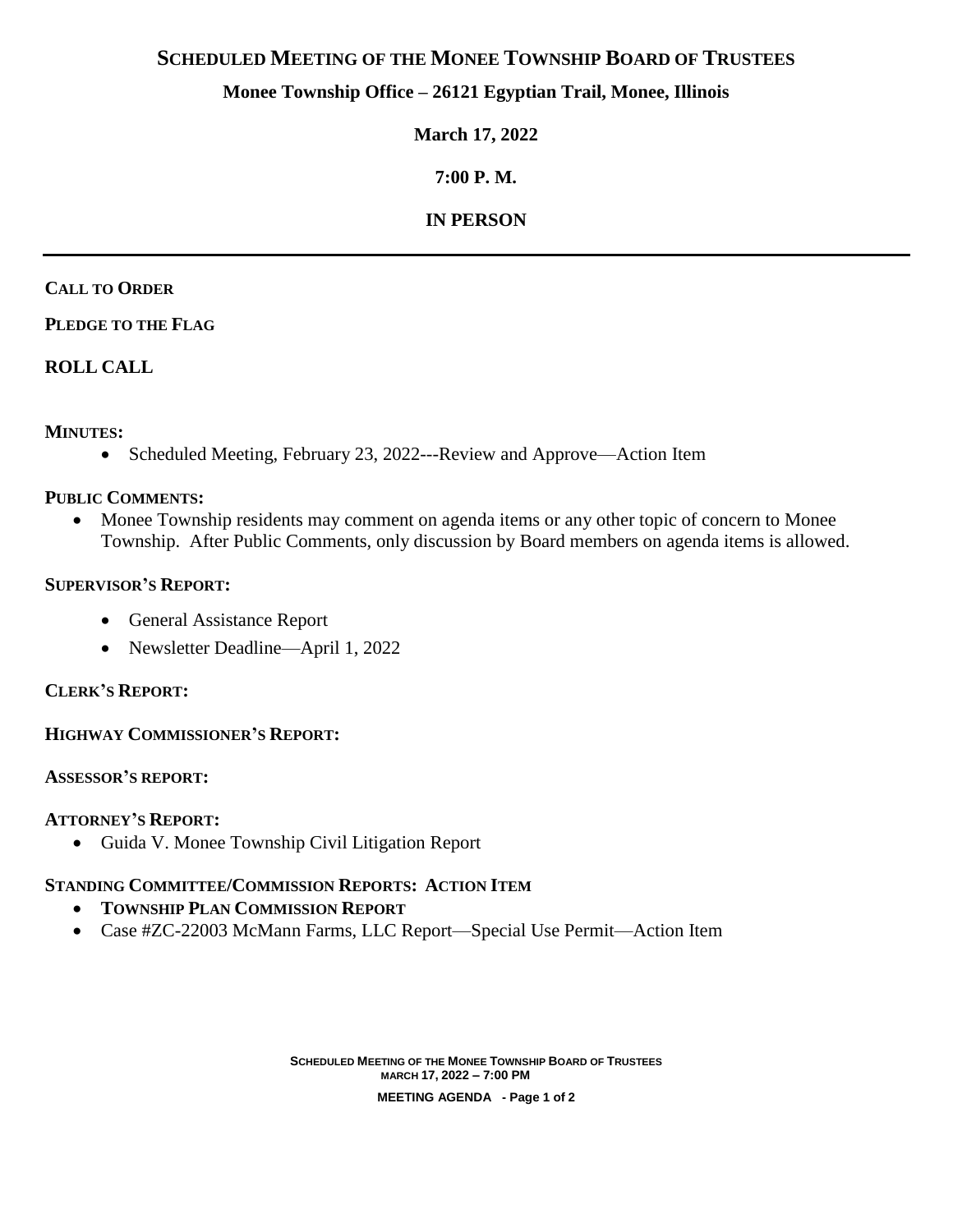# SCHEDULED MEETING OF THE MONEE TOWNSHIP BOARD OF TRUSTEES

**Monee Township Office – 26121 Egyptian Trail, Monee, Illinois**

**March 17, 2022**

**7:00 P. M.**

**IN PERSON**

---

**CALL TO ORDER**

**PLEDGE TO THE FLAG**

## ROLL CALL

**MINUTES:**

- Scheduled Meeting, February 23, 2022---Review and Approve—Action Item

**PUBLIC COMMENTS:**

- Monee Township residents may comment on agenda items or any other topic of concern to Monee Township. After Public Comments, only discussion by Board members on agenda items is allowed.

**SUPERVISOR'S REPORT:**

- General Assistance Report
- Newsletter Deadline—April 1, 2022

**CLERK'S REPORT:**

**HIGHWAY COMMISSIONER'S REPORT:**

**ASSESSOR'S REPORT:**

**ATTORNEY'S REPORT:**

- Guida V. Monee Township Civil Litigation Report

**STANDING COMMITTEE/COMMISSION REPORTS: ACTION ITEM**

- **TOWNSHIP PLAN COMMISSION REPORT**
- Case #ZC-22003 McMann Farms, LLC Report—Special Use Permit—Action Item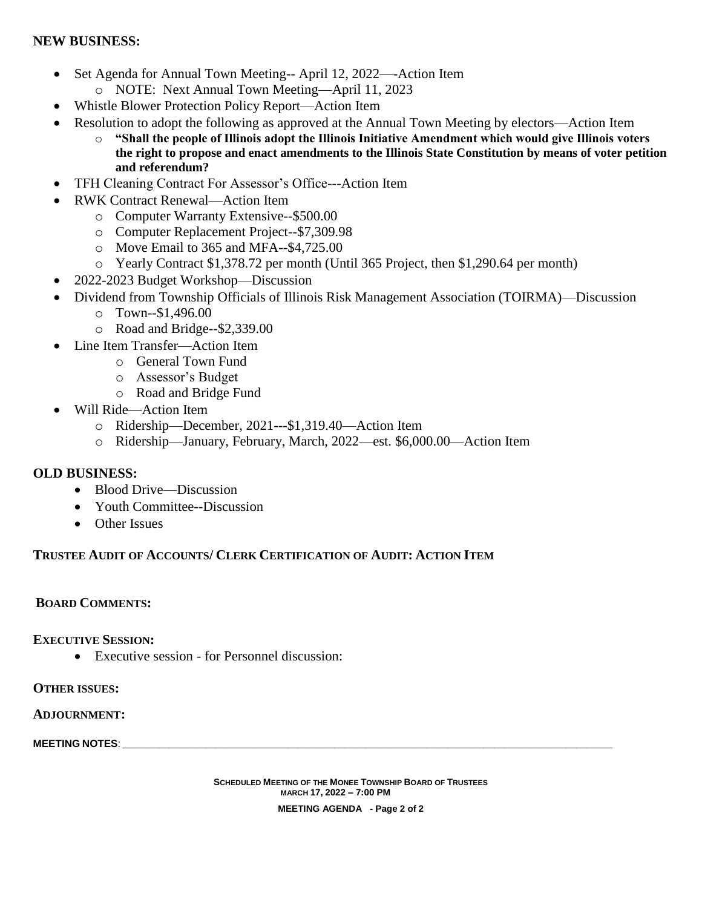**NEW BUSINESS:**

- Set Agenda for Annual Town Meeting-- April 12, 2022—-Action Item
  - NOTE: Next Annual Town Meeting—April 11, 2023
- Whistle Blower Protection Policy Report—Action Item
- Resolution to adopt the following as approved at the Annual Town Meeting by electors—Action Item
  - **"Shall the people of Illinois adopt the Illinois Initiative Amendment which would give Illinois voters the right to propose and enact amendments to the Illinois State Constitution by means of voter petition and referendum?**
- TFH Cleaning Contract For Assessor's Office---Action Item
- RWK Contract Renewal—Action Item
  - Computer Warranty Extensive--$500.00
  - Computer Replacement Project--$7,309.98
  - Move Email to 365 and MFA--$4,725.00
  - Yearly Contract $1,378.72 per month (Until 365 Project, then $1,290.64 per month)
- 2022-2023 Budget Workshop—Discussion
- Dividend from Township Officials of Illinois Risk Management Association (TOIRMA)—Discussion
  - Town--$1,496.00
  - Road and Bridge--$2,339.00
- Line Item Transfer—Action Item
  - General Town Fund
  - Assessor's Budget
  - Road and Bridge Fund
- Will Ride—Action Item
  - Ridership—December, 2021---$1,319.40—Action Item
  - Ridership—January, February, March, 2022—est. $6,000.00—Action Item

**OLD BUSINESS:**

- Blood Drive—Discussion
- Youth Committee--Discussion
- Other Issues

**TRUSTEE AUDIT OF ACCOUNTS/ CLERK CERTIFICATION OF AUDIT: ACTION ITEM**

**BOARD COMMENTS:**

**EXECUTIVE SESSION:**

- Executive session - for Personnel discussion:

**OTHER ISSUES:**

**ADJOURNMENT:**

**MEETING NOTES**: ____________________________________________________________________________

**SCHEDULED MEETING OF THE MONEE TOWNSHIP BOARD OF TRUSTEES**
**MARCH 17, 2022 – 7:00 PM**

**MEETING AGENDA - Page 2 of 2**